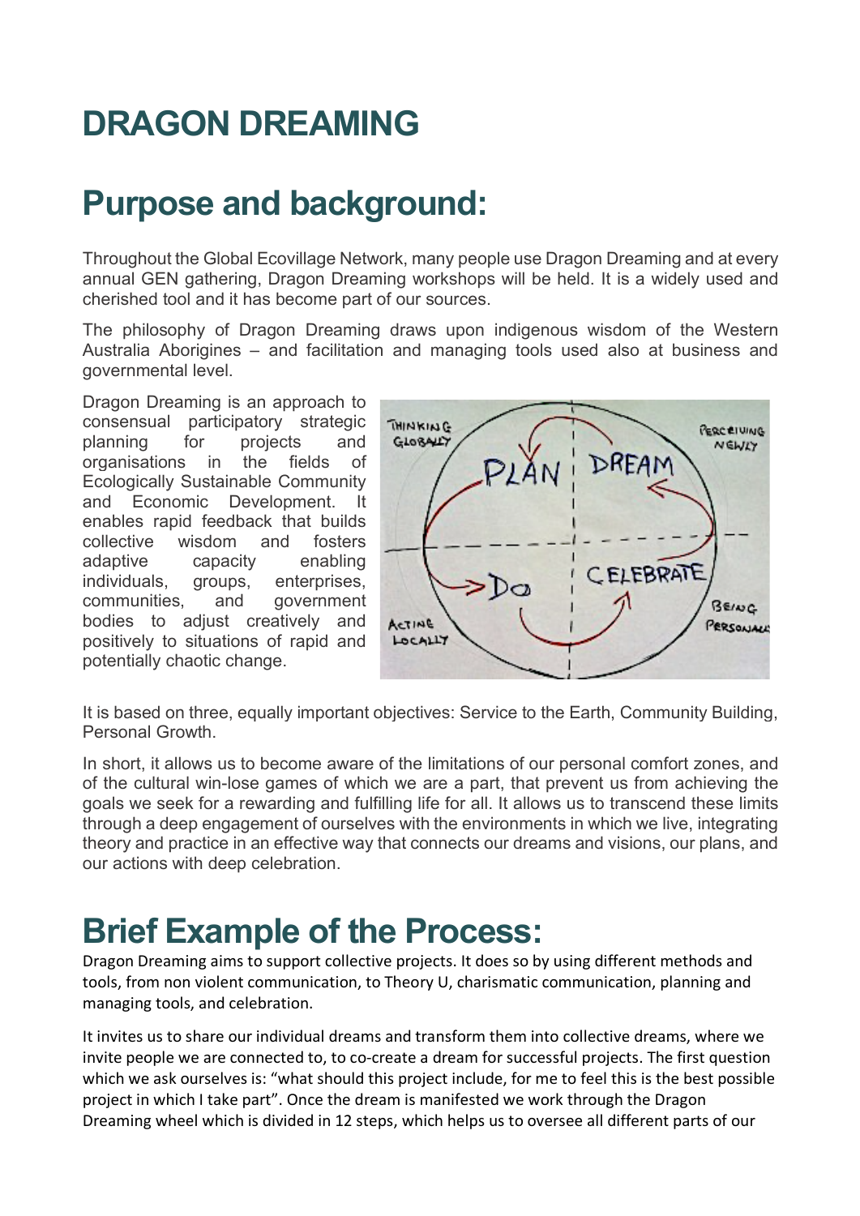# DRAGON DREAMING

## Purpose and background:

Throughout the Global Ecovillage Network, many people use Dragon Dreaming and at every annual GEN gathering, Dragon Dreaming workshops will be held. It is a widely used and cherished tool and it has become part of our sources.

The philosophy of Dragon Dreaming draws upon indigenous wisdom of the Western Australia Aborigines – and facilitation and managing tools used also at business and governmental level.

Dragon Dreaming is an approach to consensual participatory strategic planning for projects and organisations in the fields of Ecologically Sustainable Community and Economic Development. It enables rapid feedback that builds collective wisdom and fosters adaptive capacity enabling individuals, groups, enterprises, communities, and government bodies to adjust creatively and positively to situations of rapid and potentially chaotic change.

It is based on three, equally important objectives: Service to the Earth, Community Building, Personal Growth.

In short, it allows us to become aware of the limitations of our personal comfort zones, and of the cultural win-lose games of which we are a part, that prevent us from achieving the goals we seek for a rewarding and fulfilling life for all. It allows us to transcend these limits through a deep engagement of ourselves with the environments in which we live, integrating theory and practice in an effective way that connects our dreams and visions, our plans, and our actions with deep celebration.

## Brief Example of the Process:

Dragon Dreaming aims to support collective projects. It does so by using different methods and tools, from non violent communication, to Theory U, charismatic communication, planning and managing tools, and celebration.

It invites us to share our individual dreams and transform them into collective dreams, where we invite people we are connected to, to co-create a dream for successful projects. The first question which we ask ourselves is: "what should this project include, for me to feel this is the best possible project in which I take part". Once the dream is manifested we work through the Dragon Dreaming wheel which is divided in 12 steps, which helps us to oversee all different parts of our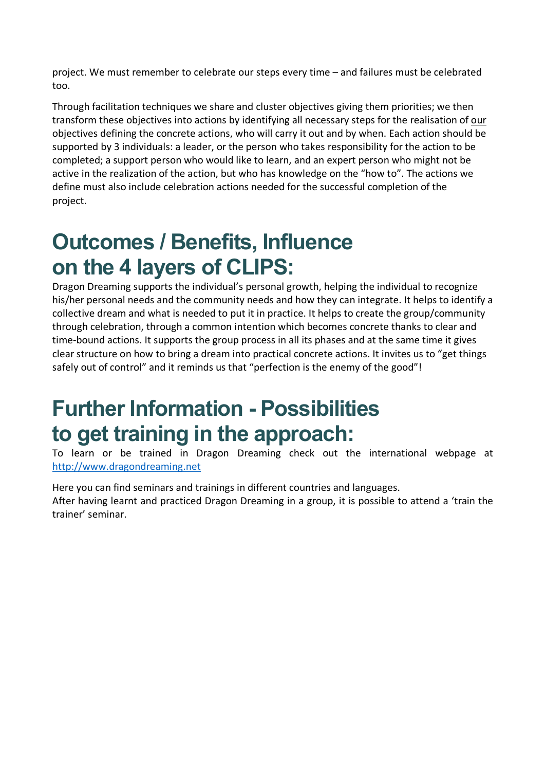project. We must remember to celebrate our steps every time – and failures must be celebrated too.

Through facilitation techniques we share and cluster objectives giving them priorities; we then transform these objectives into actions by identifying all necessary steps for the realisation of our objectives defining the concrete actions, who will carry it out and by when. Each action should be supported by 3 individuals: a leader, or the person who takes responsibility for the action to be completed; a support person who would like to learn, and an expert person who might not be active in the realization of the action, but who has knowledge on the "how to". The actions we define must also include celebration actions needed for the successful completion of the project.

## Outcomes / Benefits, Influence on the 4 layers of CLIPS:

Dragon Dreaming supports the individual's personal growth, helping the individual to recognize his/her personal needs and the community needs and how they can integrate. It helps to identify a collective dream and what is needed to put it in practice. It helps to create the group/community through celebration, through a common intention which becomes concrete thanks to clear and time-bound actions. It supports the group process in all its phases and at the same time it gives clear structure on how to bring a dream into practical concrete actions. It invites us to "get things safely out of control" and it reminds us that "perfection is the enemy of the good"!

## Further Information - Possibilities to get training in the approach:

To learn or be trained in Dragon Dreaming check out the international webpage at http://www.dragondreaming.net

Here you can find seminars and trainings in different countries and languages.
After having learnt and practiced Dragon Dreaming in a group, it is possible to attend a 'train the trainer' seminar.